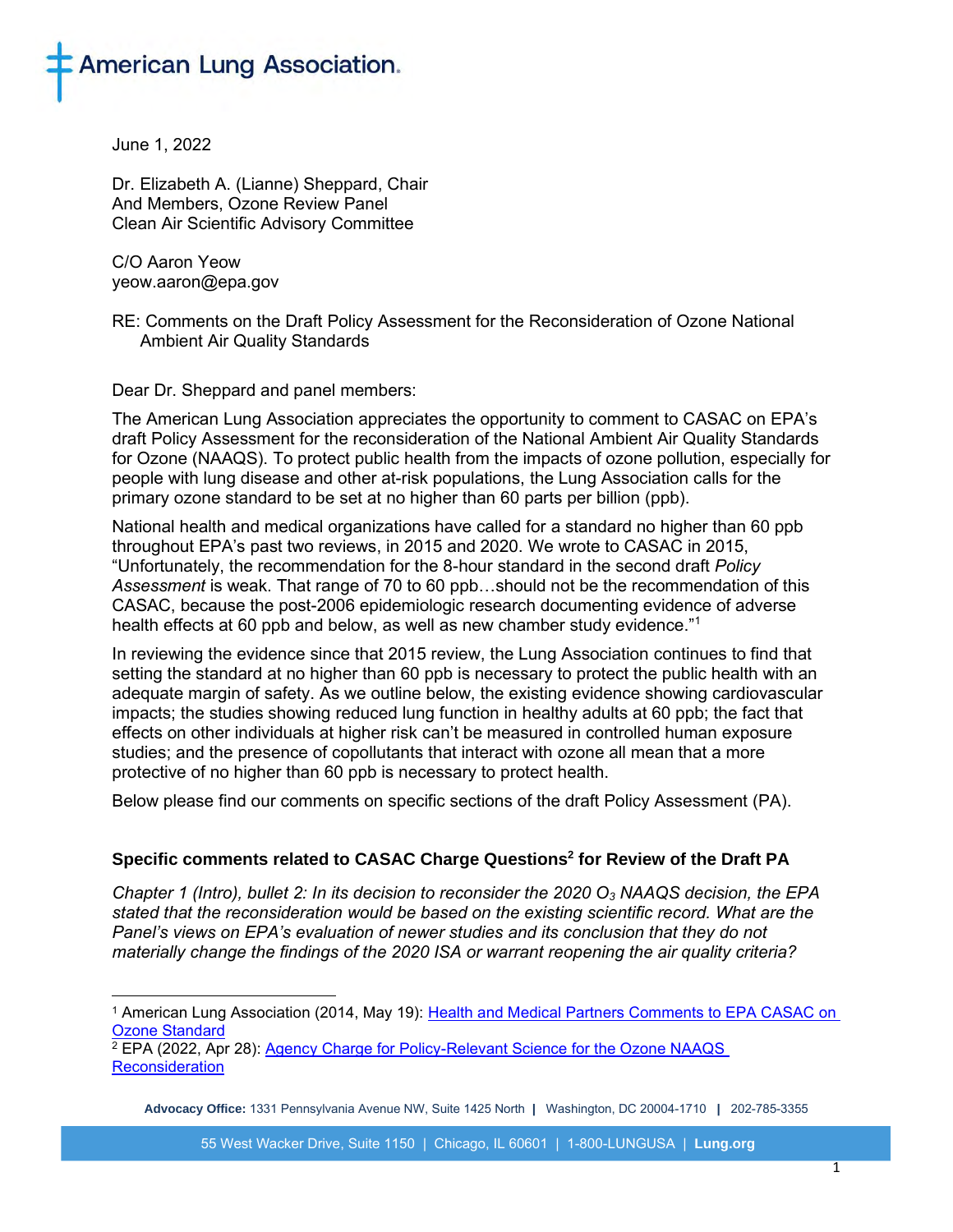American Lung Association

June 1, 2022

Dr. Elizabeth A. (Lianne) Sheppard, Chair
And Members, Ozone Review Panel
Clean Air Scientific Advisory Committee

C/O Aaron Yeow
yeow.aaron@epa.gov

RE: Comments on the Draft Policy Assessment for the Reconsideration of Ozone National Ambient Air Quality Standards

Dear Dr. Sheppard and panel members:

The American Lung Association appreciates the opportunity to comment to CASAC on EPA's draft Policy Assessment for the reconsideration of the National Ambient Air Quality Standards for Ozone (NAAQS). To protect public health from the impacts of ozone pollution, especially for people with lung disease and other at-risk populations, the Lung Association calls for the primary ozone standard to be set at no higher than 60 parts per billion (ppb).

National health and medical organizations have called for a standard no higher than 60 ppb throughout EPA's past two reviews, in 2015 and 2020. We wrote to CASAC in 2015, "Unfortunately, the recommendation for the 8-hour standard in the second draft *Policy Assessment* is weak. That range of 70 to 60 ppb…should not be the recommendation of this CASAC, because the post-2006 epidemiologic research documenting evidence of adverse health effects at 60 ppb and below, as well as new chamber study evidence."[1]

In reviewing the evidence since that 2015 review, the Lung Association continues to find that setting the standard at no higher than 60 ppb is necessary to protect the public health with an adequate margin of safety. As we outline below, the existing evidence showing cardiovascular impacts; the studies showing reduced lung function in healthy adults at 60 ppb; the fact that effects on other individuals at higher risk can't be measured in controlled human exposure studies; and the presence of copollutants that interact with ozone all mean that a more protective of no higher than 60 ppb is necessary to protect health.

Below please find our comments on specific sections of the draft Policy Assessment (PA).

### Specific comments related to CASAC Charge Questions[2] for Review of the Draft PA

*Chapter 1 (Intro), bullet 2: In its decision to reconsider the 2020 $O_3$ NAAQS decision, the EPA stated that the reconsideration would be based on the existing scientific record. What are the Panel's views on EPA's evaluation of newer studies and its conclusion that they do not materially change the findings of the 2020 ISA or warrant reopening the air quality criteria?*

---

[1] American Lung Association (2014, May 19): [Health and Medical Partners Comments to EPA CASAC on Ozone Standard]()

[2] EPA (2022, Apr 28): [Agency Charge for Policy-Relevant Science for the Ozone NAAQS Reconsideration]()

**Advocacy Office:** 1331 Pennsylvania Avenue NW, Suite 1425 North | Washington, DC 20004-1710 | 202-785-3355

55 West Wacker Drive, Suite 1150 | Chicago, IL 60601 | 1-800-LUNGUSA | **Lung.org**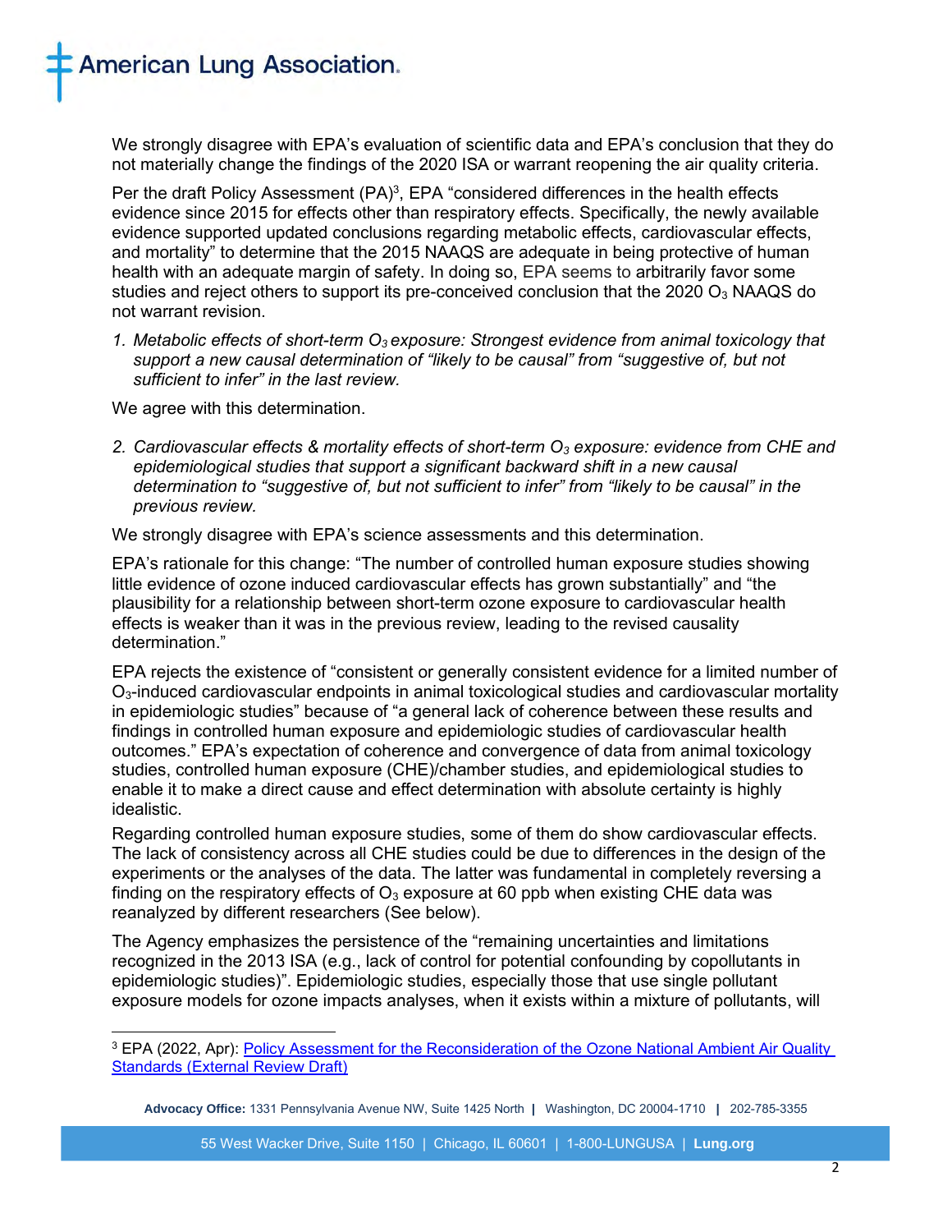We strongly disagree with EPA's evaluation of scientific data and EPA's conclusion that they do not materially change the findings of the 2020 ISA or warrant reopening the air quality criteria.

Per the draft Policy Assessment (PA)[3], EPA "considered differences in the health effects evidence since 2015 for effects other than respiratory effects. Specifically, the newly available evidence supported updated conclusions regarding metabolic effects, cardiovascular effects, and mortality" to determine that the 2015 NAAQS are adequate in being protective of human health with an adequate margin of safety. In doing so, EPA seems to arbitrarily favor some studies and reject others to support its pre-conceived conclusion that the 2020 $O_3$ NAAQS do not warrant revision.

1. *Metabolic effects of short-term $O_3$ exposure: Strongest evidence from animal toxicology that support a new causal determination of "likely to be causal" from "suggestive of, but not sufficient to infer" in the last review.*

We agree with this determination.

2. *Cardiovascular effects & mortality effects of short-term $O_3$ exposure: evidence from CHE and epidemiological studies that support a significant backward shift in a new causal determination to "suggestive of, but not sufficient to infer" from "likely to be causal" in the previous review.*

We strongly disagree with EPA's science assessments and this determination.

EPA's rationale for this change: "The number of controlled human exposure studies showing little evidence of ozone induced cardiovascular effects has grown substantially" and "the plausibility for a relationship between short-term ozone exposure to cardiovascular health effects is weaker than it was in the previous review, leading to the revised causality determination."

EPA rejects the existence of "consistent or generally consistent evidence for a limited number of $O_3$-induced cardiovascular endpoints in animal toxicological studies and cardiovascular mortality in epidemiologic studies" because of "a general lack of coherence between these results and findings in controlled human exposure and epidemiologic studies of cardiovascular health outcomes." EPA's expectation of coherence and convergence of data from animal toxicology studies, controlled human exposure (CHE)/chamber studies, and epidemiological studies to enable it to make a direct cause and effect determination with absolute certainty is highly idealistic.

Regarding controlled human exposure studies, some of them do show cardiovascular effects. The lack of consistency across all CHE studies could be due to differences in the design of the experiments or the analyses of the data. The latter was fundamental in completely reversing a finding on the respiratory effects of $O_3$ exposure at 60 ppb when existing CHE data was reanalyzed by different researchers (See below).

The Agency emphasizes the persistence of the "remaining uncertainties and limitations recognized in the 2013 ISA (e.g., lack of control for potential confounding by copollutants in epidemiologic studies)". Epidemiologic studies, especially those that use single pollutant exposure models for ozone impacts analyses, when it exists within a mixture of pollutants, will

---

[3] EPA (2022, Apr): Policy Assessment for the Reconsideration of the Ozone National Ambient Air Quality Standards (External Review Draft)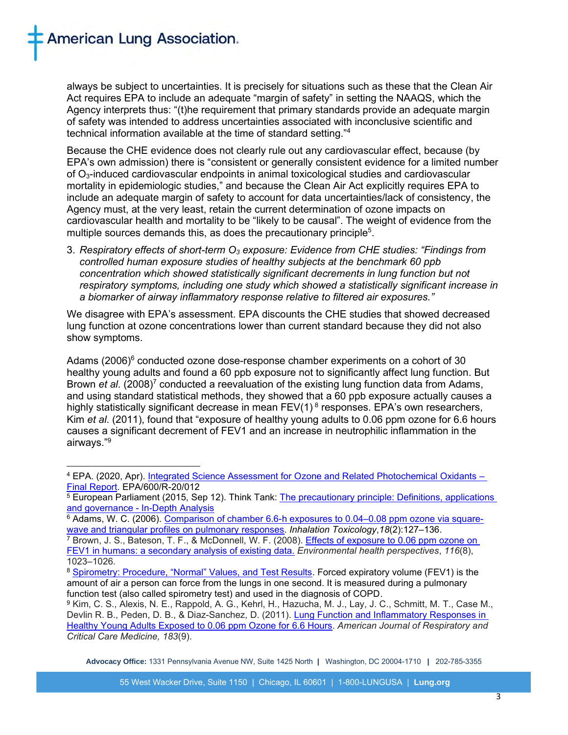always be subject to uncertainties. It is precisely for situations such as these that the Clean Air Act requires EPA to include an adequate "margin of safety" in setting the NAAQS, which the Agency interprets thus: "(t)he requirement that primary standards provide an adequate margin of safety was intended to address uncertainties associated with inconclusive scientific and technical information available at the time of standard setting."[4]

Because the CHE evidence does not clearly rule out any cardiovascular effect, because (by EPA's own admission) there is "consistent or generally consistent evidence for a limited number of $O_3$-induced cardiovascular endpoints in animal toxicological studies and cardiovascular mortality in epidemiologic studies," and because the Clean Air Act explicitly requires EPA to include an adequate margin of safety to account for data uncertainties/lack of consistency, the Agency must, at the very least, retain the current determination of ozone impacts on cardiovascular health and mortality to be "likely to be causal". The weight of evidence from the multiple sources demands this, as does the precautionary principle[5].

3. *Respiratory effects of short-term $O_3$ exposure: Evidence from CHE studies: "Findings from controlled human exposure studies of healthy subjects at the benchmark 60 ppb concentration which showed statistically significant decrements in lung function but not respiratory symptoms, including one study which showed a statistically significant increase in a biomarker of airway inflammatory response relative to filtered air exposures."*

We disagree with EPA's assessment. EPA discounts the CHE studies that showed decreased lung function at ozone concentrations lower than current standard because they did not also show symptoms.

Adams (2006)[6] conducted ozone dose-response chamber experiments on a cohort of 30 healthy young adults and found a 60 ppb exposure not to significantly affect lung function. But Brown *et al*. (2008)[7] conducted a reevaluation of the existing lung function data from Adams, and using standard statistical methods, they showed that a 60 ppb exposure actually causes a highly statistically significant decrease in mean FEV(1)[8] responses. EPA's own researchers, Kim *et al*. (2011), found that "exposure of healthy young adults to 0.06 ppm ozone for 6.6 hours causes a significant decrement of FEV1 and an increase in neutrophilic inflammation in the airways."[9]

---

[4] EPA. (2020, Apr). Integrated Science Assessment for Ozone and Related Photochemical Oxidants – Final Report. EPA/600/R-20/012

[5] European Parliament (2015, Sep 12). Think Tank: The precautionary principle: Definitions, applications and governance - In-Depth Analysis

[6] Adams, W. C. (2006). Comparison of chamber 6.6-h exposures to 0.04–0.08 ppm ozone via square-wave and triangular profiles on pulmonary responses. *Inhalation Toxicology*,*18*(2):127–136.

[7] Brown, J. S., Bateson, T. F., & McDonnell, W. F. (2008). Effects of exposure to 0.06 ppm ozone on FEV1 in humans: a secondary analysis of existing data. *Environmental health perspectives*, *116*(8), 1023–1026.

[8] Spirometry: Procedure, "Normal" Values, and Test Results. Forced expiratory volume (FEV1) is the amount of air a person can force from the lungs in one second. It is measured during a pulmonary function test (also called spirometry test) and used in the diagnosis of COPD.

[9] Kim, C. S., Alexis, N. E., Rappold, A. G., Kehrl, H., Hazucha, M. J., Lay, J. C., Schmitt, M. T., Case M., Devlin R. B., Peden, D. B., & Diaz-Sanchez, D. (2011). Lung Function and Inflammatory Responses in Healthy Young Adults Exposed to 0.06 ppm Ozone for 6.6 Hours. *American Journal of Respiratory and Critical Care Medicine, 183*(9).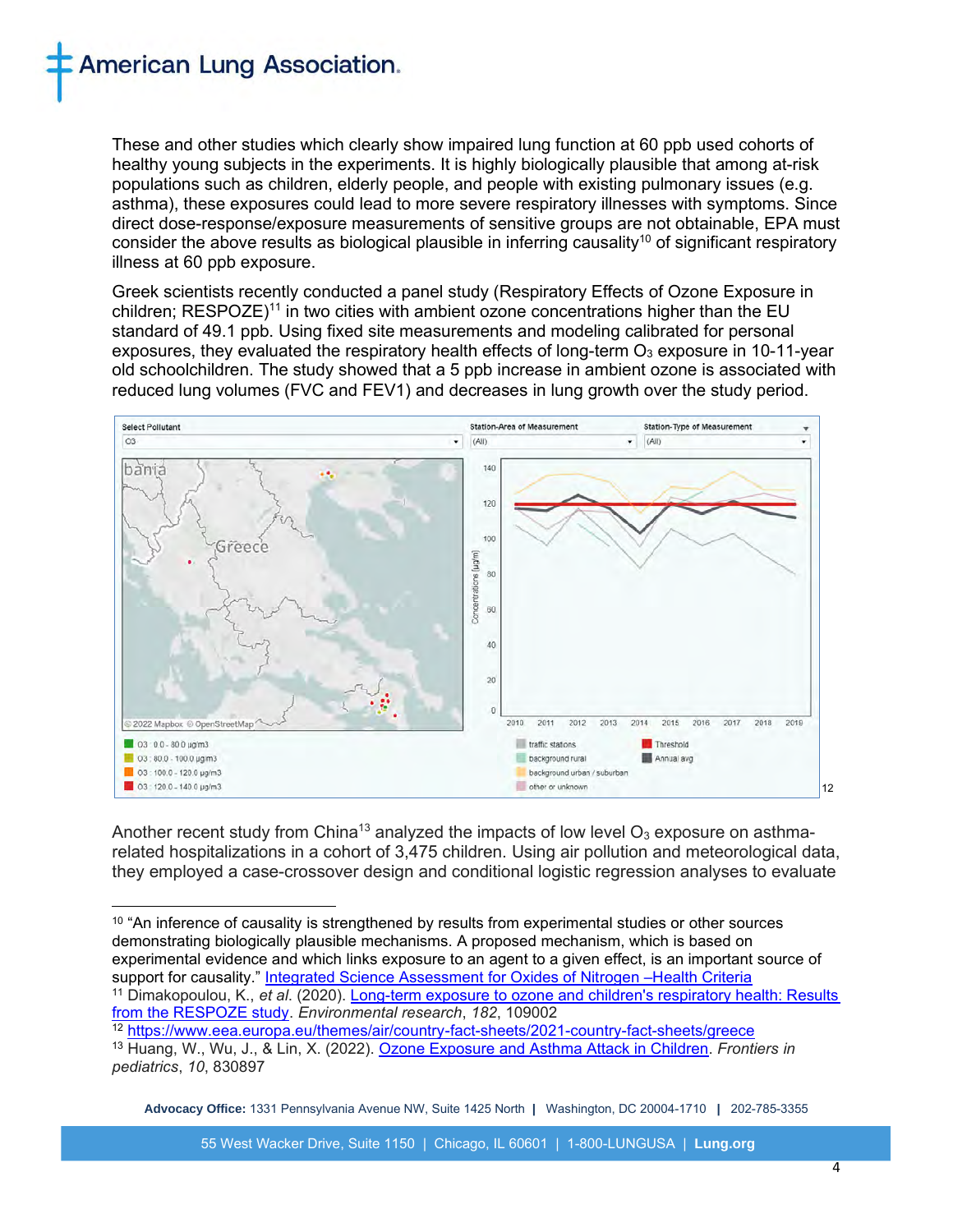These and other studies which clearly show impaired lung function at 60 ppb used cohorts of healthy young subjects in the experiments. It is highly biologically plausible that among at-risk populations such as children, elderly people, and people with existing pulmonary issues (e.g. asthma), these exposures could lead to more severe respiratory illnesses with symptoms. Since direct dose-response/exposure measurements of sensitive groups are not obtainable, EPA must consider the above results as biological plausible in inferring causality[10] of significant respiratory illness at 60 ppb exposure.

Greek scientists recently conducted a panel study (Respiratory Effects of Ozone Exposure in children; RESPOZE)[11] in two cities with ambient ozone concentrations higher than the EU standard of 49.1 ppb. Using fixed site measurements and modeling calibrated for personal exposures, they evaluated the respiratory health effects of long-term $O_3$ exposure in 10-11-year old schoolchildren. The study showed that a 5 ppb increase in ambient ozone is associated with reduced lung volumes (FVC and FEV1) and decreases in lung growth over the study period.

[12]

Another recent study from China[13] analyzed the impacts of low level $O_3$ exposure on asthma-related hospitalizations in a cohort of 3,475 children. Using air pollution and meteorological data, they employed a case-crossover design and conditional logistic regression analyses to evaluate

---

[10] "An inference of causality is strengthened by results from experimental studies or other sources demonstrating biologically plausible mechanisms. A proposed mechanism, which is based on experimental evidence and which links exposure to an agent to a given effect, is an important source of support for causality." Integrated Science Assessment for Oxides of Nitrogen –Health Criteria

[11] Dimakopoulou, K., *et al.* (2020). Long-term exposure to ozone and children's respiratory health: Results from the RESPOZE study. *Environmental research*, *182*, 109002

[12] https://www.eea.europa.eu/themes/air/country-fact-sheets/2021-country-fact-sheets/greece

[13] Huang, W., Wu, J., & Lin, X. (2022). Ozone Exposure and Asthma Attack in Children. *Frontiers in pediatrics*, *10*, 830897

**Advocacy Office:** 1331 Pennsylvania Avenue NW, Suite 1425 North | Washington, DC 20004-1710 | 202-785-3355

55 West Wacker Drive, Suite 1150 | Chicago, IL 60601 | 1-800-LUNGUSA | **Lung.org**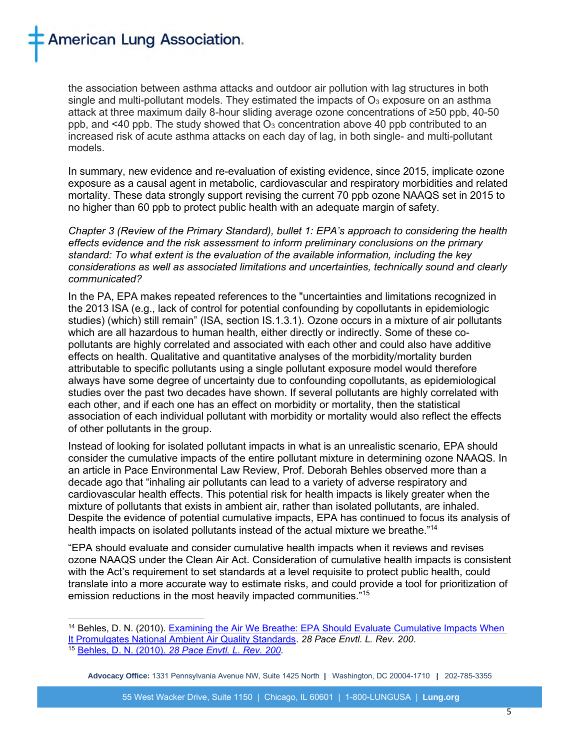the association between asthma attacks and outdoor air pollution with lag structures in both single and multi-pollutant models. They estimated the impacts of $O_3$ exposure on an asthma attack at three maximum daily 8-hour sliding average ozone concentrations of ≥50 ppb, 40-50 ppb, and <40 ppb. The study showed that $O_3$ concentration above 40 ppb contributed to an increased risk of acute asthma attacks on each day of lag, in both single- and multi-pollutant models.

In summary, new evidence and re-evaluation of existing evidence, since 2015, implicate ozone exposure as a causal agent in metabolic, cardiovascular and respiratory morbidities and related mortality. These data strongly support revising the current 70 ppb ozone NAAQS set in 2015 to no higher than 60 ppb to protect public health with an adequate margin of safety.

*Chapter 3 (Review of the Primary Standard), bullet 1: EPA's approach to considering the health effects evidence and the risk assessment to inform preliminary conclusions on the primary standard: To what extent is the evaluation of the available information, including the key considerations as well as associated limitations and uncertainties, technically sound and clearly communicated?*

In the PA, EPA makes repeated references to the "uncertainties and limitations recognized in the 2013 ISA (e.g., lack of control for potential confounding by copollutants in epidemiologic studies) (which) still remain" (ISA, section IS.1.3.1). Ozone occurs in a mixture of air pollutants which are all hazardous to human health, either directly or indirectly. Some of these co-pollutants are highly correlated and associated with each other and could also have additive effects on health. Qualitative and quantitative analyses of the morbidity/mortality burden attributable to specific pollutants using a single pollutant exposure model would therefore always have some degree of uncertainty due to confounding copollutants, as epidemiological studies over the past two decades have shown. If several pollutants are highly correlated with each other, and if each one has an effect on morbidity or mortality, then the statistical association of each individual pollutant with morbidity or mortality would also reflect the effects of other pollutants in the group.

Instead of looking for isolated pollutant impacts in what is an unrealistic scenario, EPA should consider the cumulative impacts of the entire pollutant mixture in determining ozone NAAQS. In an article in Pace Environmental Law Review, Prof. Deborah Behles observed more than a decade ago that "inhaling air pollutants can lead to a variety of adverse respiratory and cardiovascular health effects. This potential risk for health impacts is likely greater when the mixture of pollutants that exists in ambient air, rather than isolated pollutants, are inhaled. Despite the evidence of potential cumulative impacts, EPA has continued to focus its analysis of health impacts on isolated pollutants instead of the actual mixture we breathe."[14]

"EPA should evaluate and consider cumulative health impacts when it reviews and revises ozone NAAQS under the Clean Air Act. Consideration of cumulative health impacts is consistent with the Act's requirement to set standards at a level requisite to protect public health, could translate into a more accurate way to estimate risks, and could provide a tool for prioritization of emission reductions in the most heavily impacted communities."[15]

---

[14] Behles, D. N. (2010). Examining the Air We Breathe: EPA Should Evaluate Cumulative Impacts When It Promulgates National Ambient Air Quality Standards. *28 Pace Envtl. L. Rev. 200*.

[15] Behles, D. N. (2010). *28 Pace Envtl. L. Rev. 200*.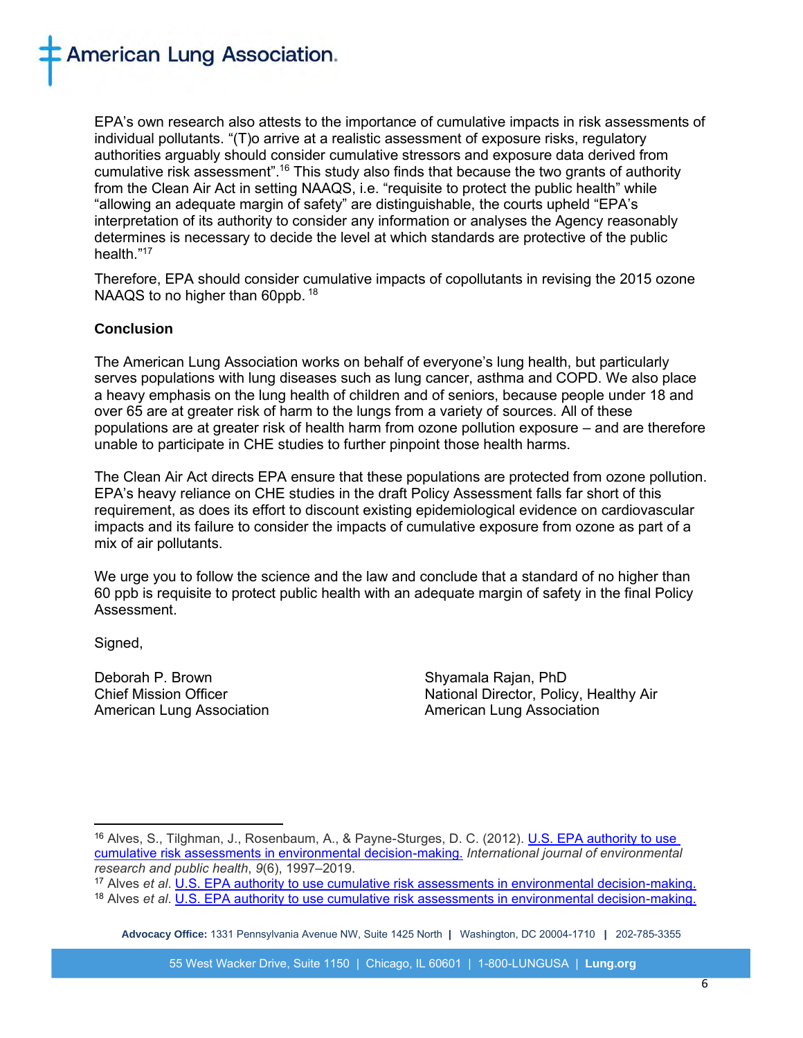EPA's own research also attests to the importance of cumulative impacts in risk assessments of individual pollutants. "(T)o arrive at a realistic assessment of exposure risks, regulatory authorities arguably should consider cumulative stressors and exposure data derived from cumulative risk assessment".[16] This study also finds that because the two grants of authority from the Clean Air Act in setting NAAQS, i.e. "requisite to protect the public health" while "allowing an adequate margin of safety" are distinguishable, the courts upheld "EPA's interpretation of its authority to consider any information or analyses the Agency reasonably determines is necessary to decide the level at which standards are protective of the public health."[17]

Therefore, EPA should consider cumulative impacts of copollutants in revising the 2015 ozone NAAQS to no higher than 60ppb.[18]

**Conclusion**

The American Lung Association works on behalf of everyone's lung health, but particularly serves populations with lung diseases such as lung cancer, asthma and COPD. We also place a heavy emphasis on the lung health of children and of seniors, because people under 18 and over 65 are at greater risk of harm to the lungs from a variety of sources. All of these populations are at greater risk of health harm from ozone pollution exposure – and are therefore unable to participate in CHE studies to further pinpoint those health harms.

The Clean Air Act directs EPA ensure that these populations are protected from ozone pollution. EPA's heavy reliance on CHE studies in the draft Policy Assessment falls far short of this requirement, as does its effort to discount existing epidemiological evidence on cardiovascular impacts and its failure to consider the impacts of cumulative exposure from ozone as part of a mix of air pollutants.

We urge you to follow the science and the law and conclude that a standard of no higher than 60 ppb is requisite to protect public health with an adequate margin of safety in the final Policy Assessment.

Signed,

Deborah P. Brown
Chief Mission Officer
American Lung Association

Shyamala Rajan, PhD
National Director, Policy, Healthy Air
American Lung Association

---

[16] Alves, S., Tilghman, J., Rosenbaum, A., & Payne-Sturges, D. C. (2012). U.S. EPA authority to use cumulative risk assessments in environmental decision-making. *International journal of environmental research and public health*, *9*(6), 1997–2019.

[17] Alves *et al*. U.S. EPA authority to use cumulative risk assessments in environmental decision-making.

[18] Alves *et al*. U.S. EPA authority to use cumulative risk assessments in environmental decision-making.